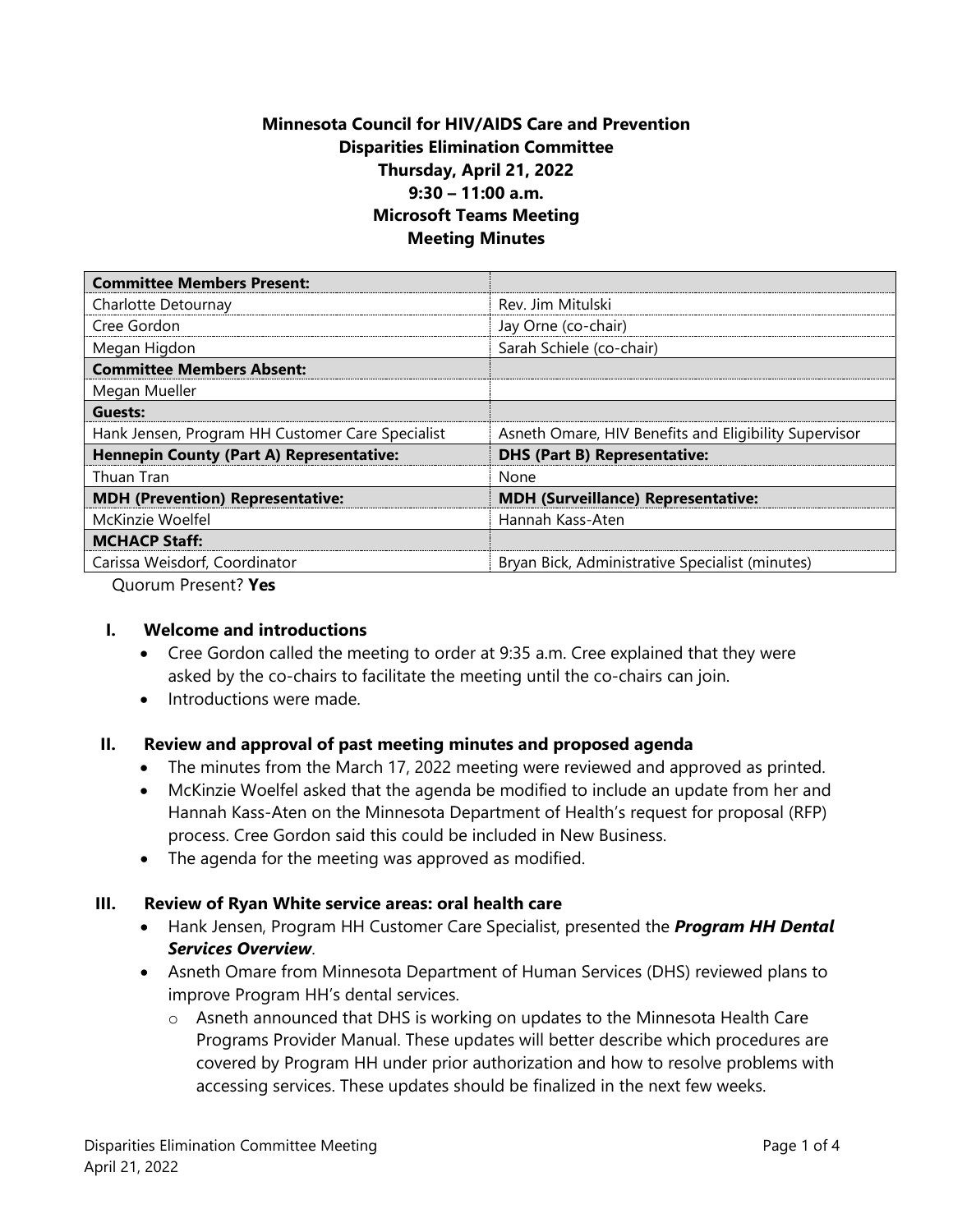**Minnesota Council for HIV/AIDS Care and Prevention**
**Disparities Elimination Committee**
**Thursday, April 21, 2022**
**9:30 – 11:00 a.m.**
**Microsoft Teams Meeting**
**Meeting Minutes**

| **Committee Members Present:** | |
|---|---|
| Charlotte Detournay | Rev. Jim Mitulski |
| Cree Gordon | Jay Orne (co-chair) |
| Megan Higdon | Sarah Schiele (co-chair) |
| **Committee Members Absent:** | |
| Megan Mueller | |
| **Guests:** | |
| Hank Jensen, Program HH Customer Care Specialist | Asneth Omare, HIV Benefits and Eligibility Supervisor |
| **Hennepin County (Part A) Representative:** | **DHS (Part B) Representative:** |
| Thuan Tran | None |
| **MDH (Prevention) Representative:** | **MDH (Surveillance) Representative:** |
| McKinzie Woelfel | Hannah Kass-Aten |
| **MCHACP Staff:** | |
| Carissa Weisdorf, Coordinator | Bryan Bick, Administrative Specialist (minutes) |

Quorum Present? **Yes**

## I. Welcome and introductions

- Cree Gordon called the meeting to order at 9:35 a.m. Cree explained that they were asked by the co-chairs to facilitate the meeting until the co-chairs can join.
- Introductions were made.

## II. Review and approval of past meeting minutes and proposed agenda

- The minutes from the March 17, 2022 meeting were reviewed and approved as printed.
- McKinzie Woelfel asked that the agenda be modified to include an update from her and Hannah Kass-Aten on the Minnesota Department of Health's request for proposal (RFP) process. Cree Gordon said this could be included in New Business.
- The agenda for the meeting was approved as modified.

## III. Review of Ryan White service areas: oral health care

- Hank Jensen, Program HH Customer Care Specialist, presented the ***Program HH Dental Services Overview***.
- Asneth Omare from Minnesota Department of Human Services (DHS) reviewed plans to improve Program HH's dental services.
  - Asneth announced that DHS is working on updates to the Minnesota Health Care Programs Provider Manual. These updates will better describe which procedures are covered by Program HH under prior authorization and how to resolve problems with accessing services. These updates should be finalized in the next few weeks.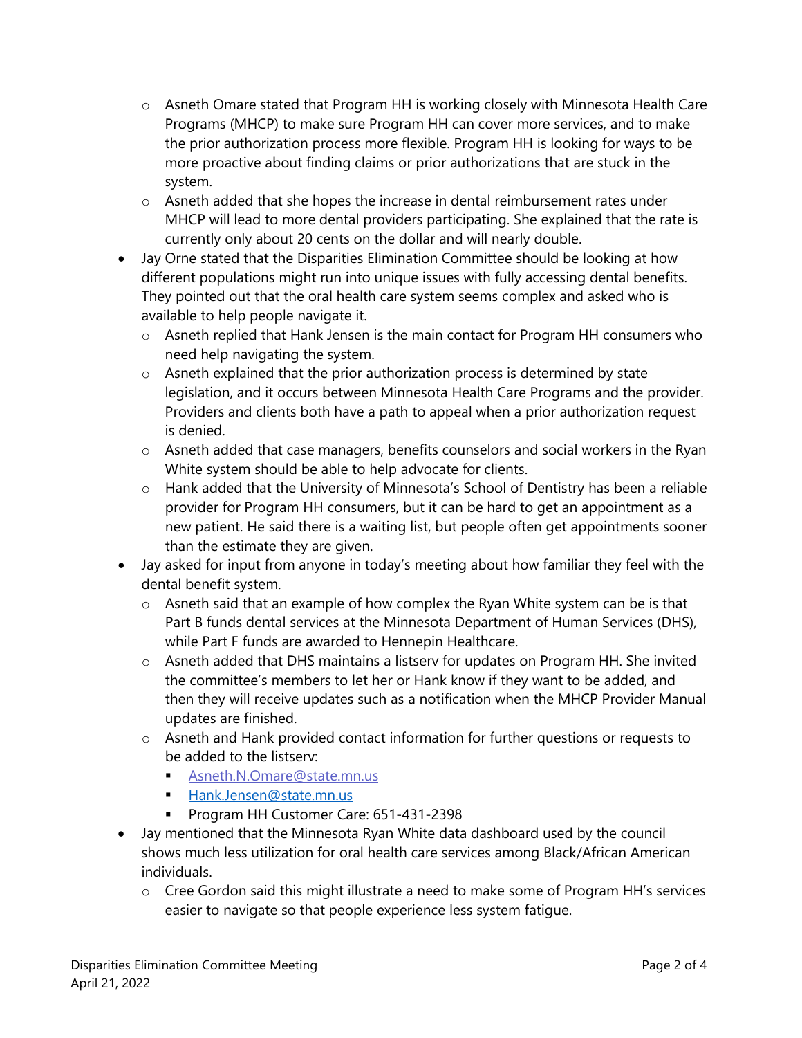- Asneth Omare stated that Program HH is working closely with Minnesota Health Care Programs (MHCP) to make sure Program HH can cover more services, and to make the prior authorization process more flexible. Program HH is looking for ways to be more proactive about finding claims or prior authorizations that are stuck in the system.
  - Asneth added that she hopes the increase in dental reimbursement rates under MHCP will lead to more dental providers participating. She explained that the rate is currently only about 20 cents on the dollar and will nearly double.
- Jay Orne stated that the Disparities Elimination Committee should be looking at how different populations might run into unique issues with fully accessing dental benefits. They pointed out that the oral health care system seems complex and asked who is available to help people navigate it.
  - Asneth replied that Hank Jensen is the main contact for Program HH consumers who need help navigating the system.
  - Asneth explained that the prior authorization process is determined by state legislation, and it occurs between Minnesota Health Care Programs and the provider. Providers and clients both have a path to appeal when a prior authorization request is denied.
  - Asneth added that case managers, benefits counselors and social workers in the Ryan White system should be able to help advocate for clients.
  - Hank added that the University of Minnesota's School of Dentistry has been a reliable provider for Program HH consumers, but it can be hard to get an appointment as a new patient. He said there is a waiting list, but people often get appointments sooner than the estimate they are given.
- Jay asked for input from anyone in today's meeting about how familiar they feel with the dental benefit system.
  - Asneth said that an example of how complex the Ryan White system can be is that Part B funds dental services at the Minnesota Department of Human Services (DHS), while Part F funds are awarded to Hennepin Healthcare.
  - Asneth added that DHS maintains a listserv for updates on Program HH. She invited the committee's members to let her or Hank know if they want to be added, and then they will receive updates such as a notification when the MHCP Provider Manual updates are finished.
  - Asneth and Hank provided contact information for further questions or requests to be added to the listserv:
    - Asneth.N.Omare@state.mn.us
    - Hank.Jensen@state.mn.us
    - Program HH Customer Care: 651-431-2398
- Jay mentioned that the Minnesota Ryan White data dashboard used by the council shows much less utilization for oral health care services among Black/African American individuals.
  - Cree Gordon said this might illustrate a need to make some of Program HH's services easier to navigate so that people experience less system fatigue.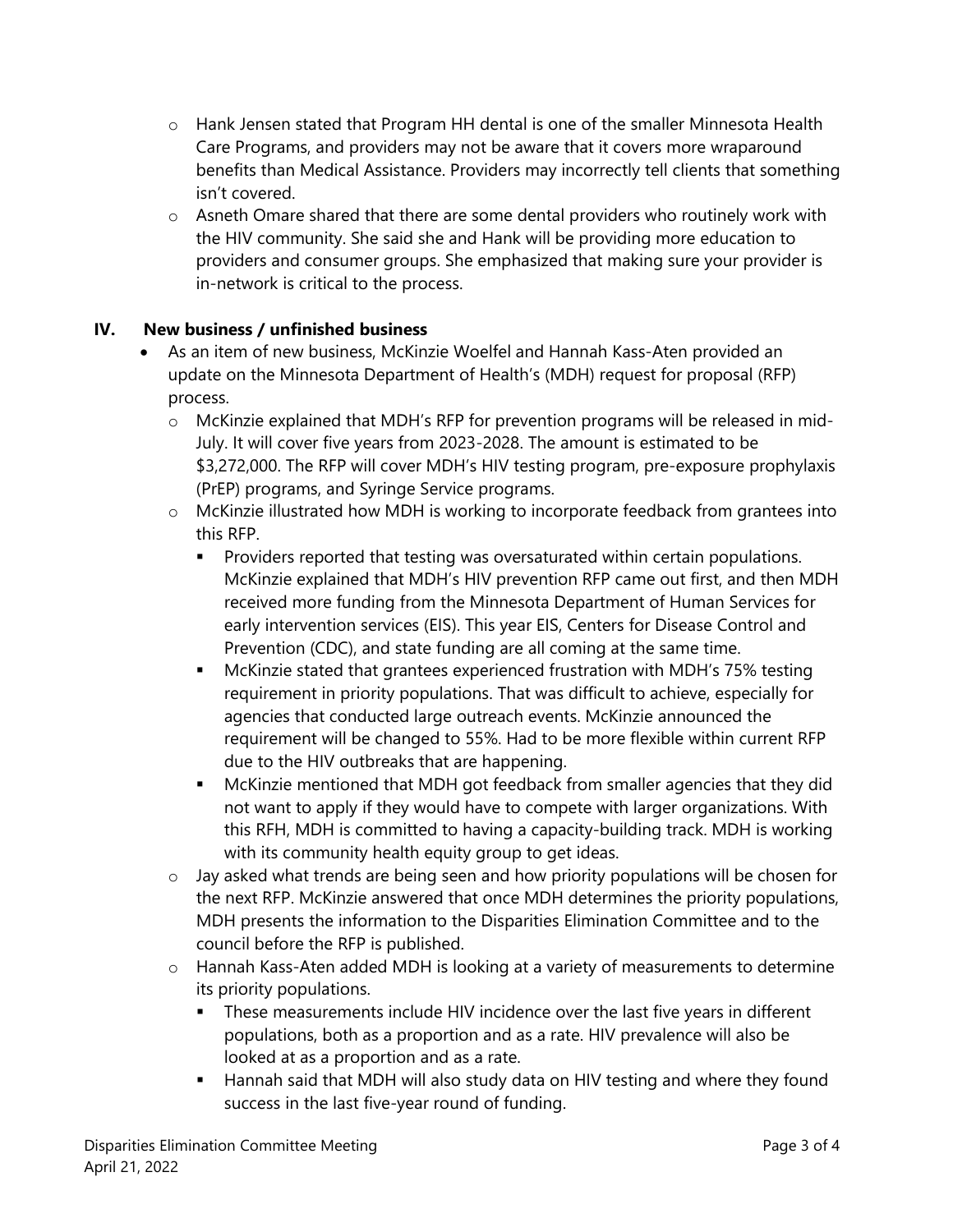- Hank Jensen stated that Program HH dental is one of the smaller Minnesota Health Care Programs, and providers may not be aware that it covers more wraparound benefits than Medical Assistance. Providers may incorrectly tell clients that something isn't covered.
- Asneth Omare shared that there are some dental providers who routinely work with the HIV community. She said she and Hank will be providing more education to providers and consumer groups. She emphasized that making sure your provider is in-network is critical to the process.

## IV. New business / unfinished business

- As an item of new business, McKinzie Woelfel and Hannah Kass-Aten provided an update on the Minnesota Department of Health's (MDH) request for proposal (RFP) process.
  - McKinzie explained that MDH's RFP for prevention programs will be released in mid-July. It will cover five years from 2023-2028. The amount is estimated to be $3,272,000. The RFP will cover MDH's HIV testing program, pre-exposure prophylaxis (PrEP) programs, and Syringe Service programs.
  - McKinzie illustrated how MDH is working to incorporate feedback from grantees into this RFP.
    - Providers reported that testing was oversaturated within certain populations. McKinzie explained that MDH's HIV prevention RFP came out first, and then MDH received more funding from the Minnesota Department of Human Services for early intervention services (EIS). This year EIS, Centers for Disease Control and Prevention (CDC), and state funding are all coming at the same time.
    - McKinzie stated that grantees experienced frustration with MDH's 75% testing requirement in priority populations. That was difficult to achieve, especially for agencies that conducted large outreach events. McKinzie announced the requirement will be changed to 55%. Had to be more flexible within current RFP due to the HIV outbreaks that are happening.
    - McKinzie mentioned that MDH got feedback from smaller agencies that they did not want to apply if they would have to compete with larger organizations. With this RFH, MDH is committed to having a capacity-building track. MDH is working with its community health equity group to get ideas.
  - Jay asked what trends are being seen and how priority populations will be chosen for the next RFP. McKinzie answered that once MDH determines the priority populations, MDH presents the information to the Disparities Elimination Committee and to the council before the RFP is published.
  - Hannah Kass-Aten added MDH is looking at a variety of measurements to determine its priority populations.
    - These measurements include HIV incidence over the last five years in different populations, both as a proportion and as a rate. HIV prevalence will also be looked at as a proportion and as a rate.
    - Hannah said that MDH will also study data on HIV testing and where they found success in the last five-year round of funding.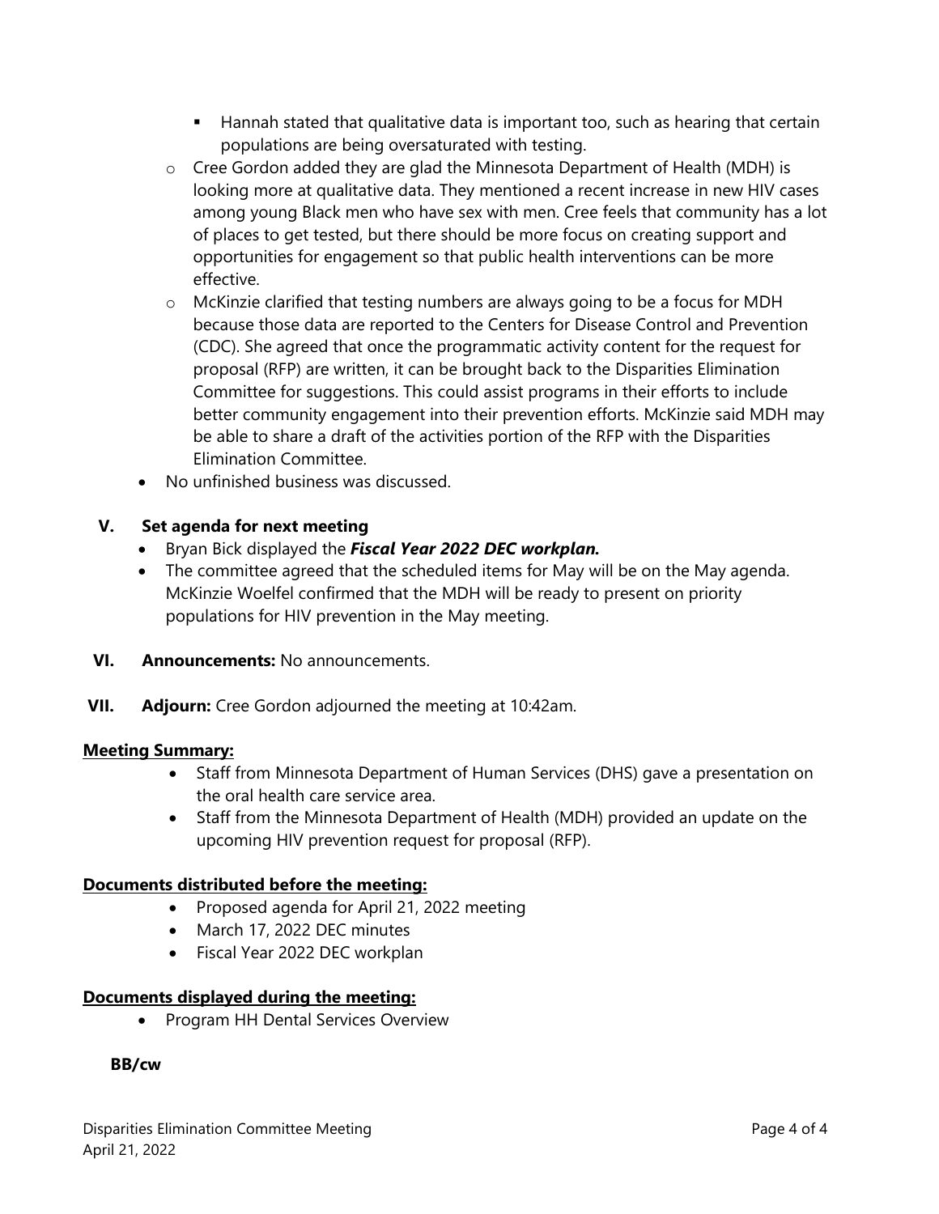- Hannah stated that qualitative data is important too, such as hearing that certain populations are being oversaturated with testing.
    - Cree Gordon added they are glad the Minnesota Department of Health (MDH) is looking more at qualitative data. They mentioned a recent increase in new HIV cases among young Black men who have sex with men. Cree feels that community has a lot of places to get tested, but there should be more focus on creating support and opportunities for engagement so that public health interventions can be more effective.
    - McKinzie clarified that testing numbers are always going to be a focus for MDH because those data are reported to the Centers for Disease Control and Prevention (CDC). She agreed that once the programmatic activity content for the request for proposal (RFP) are written, it can be brought back to the Disparities Elimination Committee for suggestions. This could assist programs in their efforts to include better community engagement into their prevention efforts. McKinzie said MDH may be able to share a draft of the activities portion of the RFP with the Disparities Elimination Committee.
- No unfinished business was discussed.

**V. Set agenda for next meeting**

- Bryan Bick displayed the ***Fiscal Year 2022 DEC workplan.***
- The committee agreed that the scheduled items for May will be on the May agenda. McKinzie Woelfel confirmed that the MDH will be ready to present on priority populations for HIV prevention in the May meeting.

**VI. Announcements:** No announcements.

**VII. Adjourn:** Cree Gordon adjourned the meeting at 10:42am.

**Meeting Summary:**

- Staff from Minnesota Department of Human Services (DHS) gave a presentation on the oral health care service area.
- Staff from the Minnesota Department of Health (MDH) provided an update on the upcoming HIV prevention request for proposal (RFP).

**Documents distributed before the meeting:**

- Proposed agenda for April 21, 2022 meeting
- March 17, 2022 DEC minutes
- Fiscal Year 2022 DEC workplan

**Documents displayed during the meeting:**

- Program HH Dental Services Overview

**BB/cw**